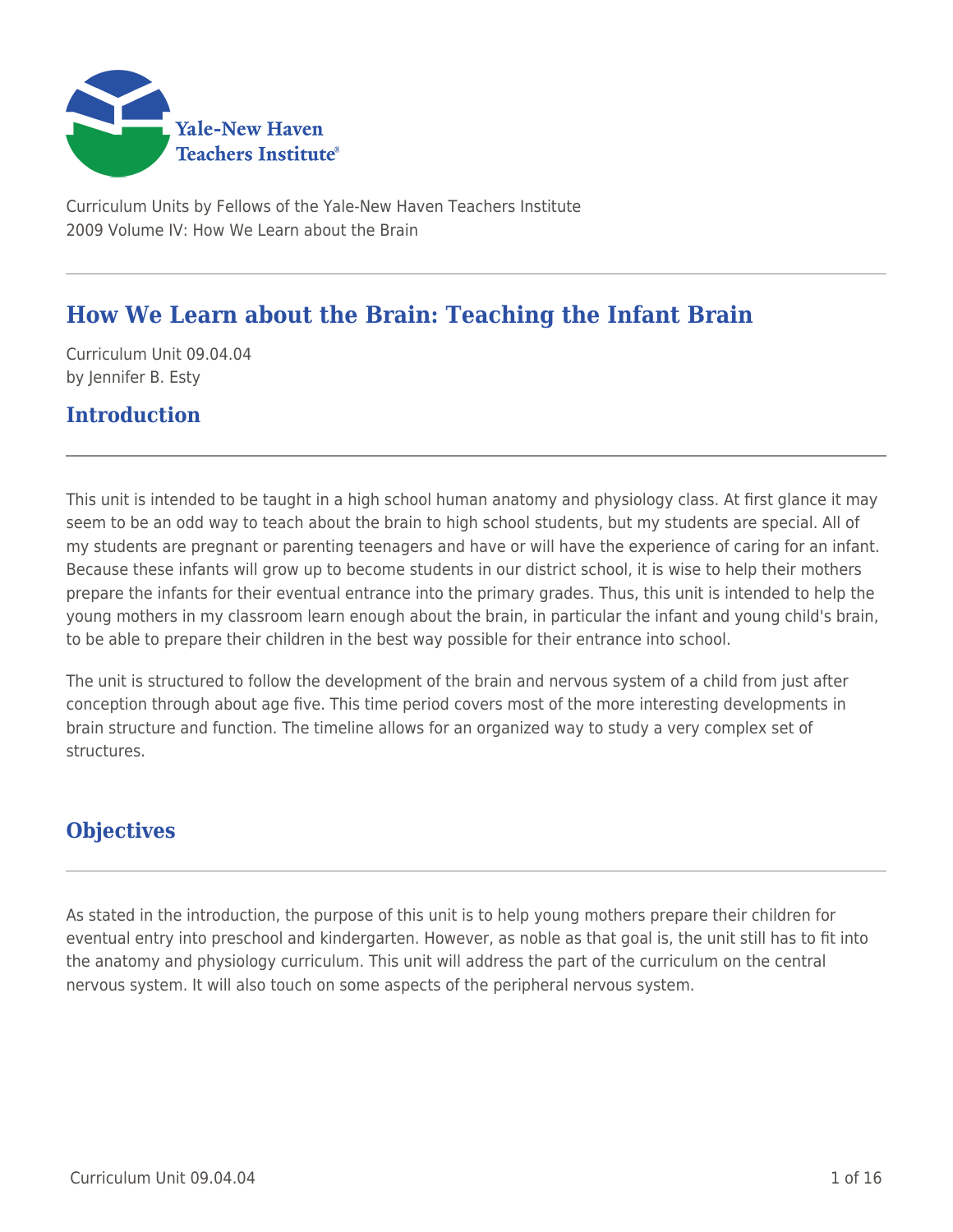Curriculum Units by Fellows of the Yale-New Haven Teachers Institute
2009 Volume IV: How We Learn about the Brain

# How We Learn about the Brain: Teaching the Infant Brain

Curriculum Unit 09.04.04
by Jennifer B. Esty

## Introduction

This unit is intended to be taught in a high school human anatomy and physiology class. At first glance it may seem to be an odd way to teach about the brain to high school students, but my students are special. All of my students are pregnant or parenting teenagers and have or will have the experience of caring for an infant. Because these infants will grow up to become students in our district school, it is wise to help their mothers prepare the infants for their eventual entrance into the primary grades. Thus, this unit is intended to help the young mothers in my classroom learn enough about the brain, in particular the infant and young child's brain, to be able to prepare their children in the best way possible for their entrance into school.

The unit is structured to follow the development of the brain and nervous system of a child from just after conception through about age five. This time period covers most of the more interesting developments in brain structure and function. The timeline allows for an organized way to study a very complex set of structures.

## Objectives

As stated in the introduction, the purpose of this unit is to help young mothers prepare their children for eventual entry into preschool and kindergarten. However, as noble as that goal is, the unit still has to fit into the anatomy and physiology curriculum. This unit will address the part of the curriculum on the central nervous system. It will also touch on some aspects of the peripheral nervous system.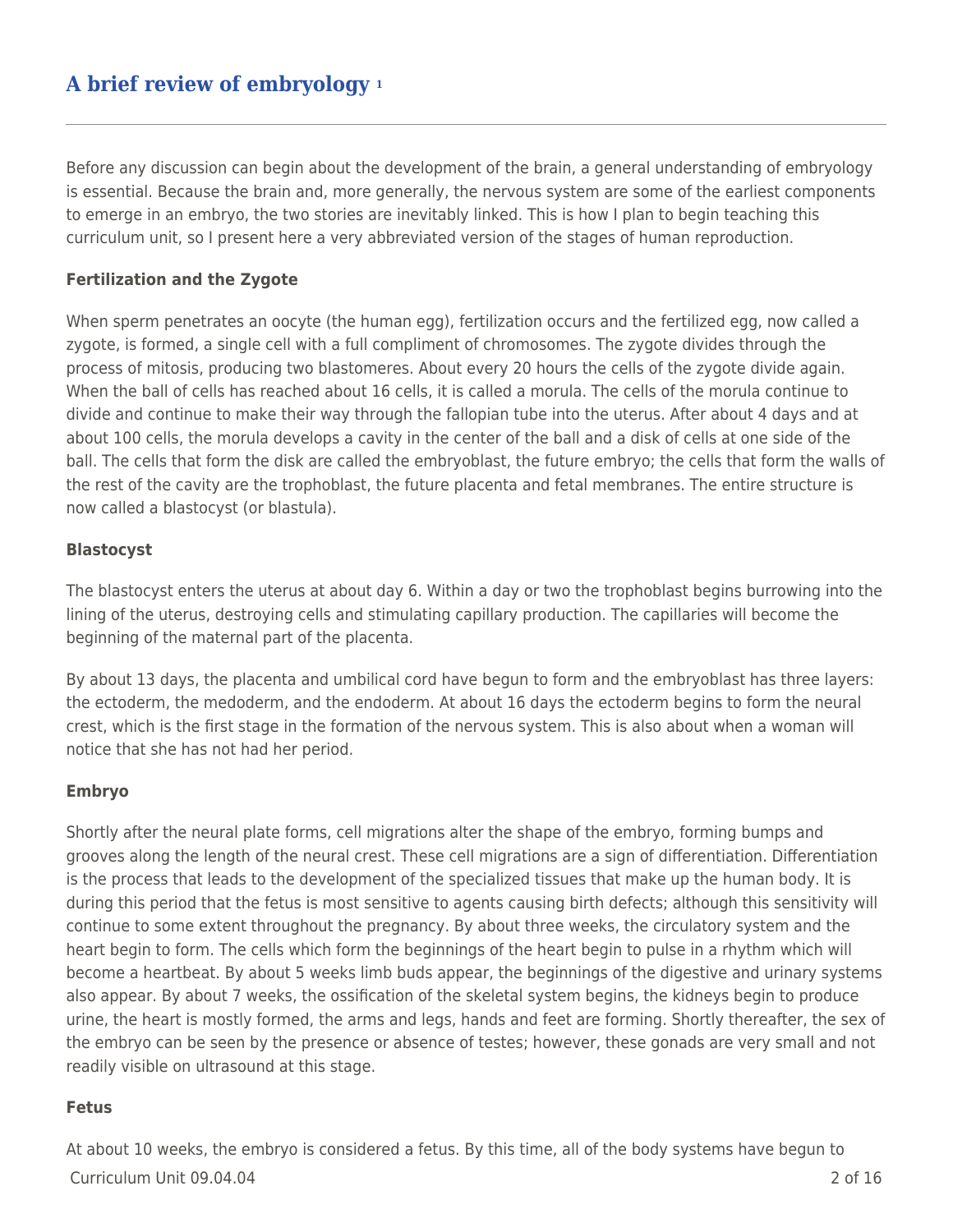## A brief review of embryology [1]

Before any discussion can begin about the development of the brain, a general understanding of embryology is essential. Because the brain and, more generally, the nervous system are some of the earliest components to emerge in an embryo, the two stories are inevitably linked. This is how I plan to begin teaching this curriculum unit, so I present here a very abbreviated version of the stages of human reproduction.

### Fertilization and the Zygote

When sperm penetrates an oocyte (the human egg), fertilization occurs and the fertilized egg, now called a zygote, is formed, a single cell with a full compliment of chromosomes. The zygote divides through the process of mitosis, producing two blastomeres. About every 20 hours the cells of the zygote divide again. When the ball of cells has reached about 16 cells, it is called a morula. The cells of the morula continue to divide and continue to make their way through the fallopian tube into the uterus. After about 4 days and at about 100 cells, the morula develops a cavity in the center of the ball and a disk of cells at one side of the ball. The cells that form the disk are called the embryoblast, the future embryo; the cells that form the walls of the rest of the cavity are the trophoblast, the future placenta and fetal membranes. The entire structure is now called a blastocyst (or blastula).

### Blastocyst

The blastocyst enters the uterus at about day 6. Within a day or two the trophoblast begins burrowing into the lining of the uterus, destroying cells and stimulating capillary production. The capillaries will become the beginning of the maternal part of the placenta.

By about 13 days, the placenta and umbilical cord have begun to form and the embryoblast has three layers: the ectoderm, the medoderm, and the endoderm. At about 16 days the ectoderm begins to form the neural crest, which is the first stage in the formation of the nervous system. This is also about when a woman will notice that she has not had her period.

### Embryo

Shortly after the neural plate forms, cell migrations alter the shape of the embryo, forming bumps and grooves along the length of the neural crest. These cell migrations are a sign of differentiation. Differentiation is the process that leads to the development of the specialized tissues that make up the human body. It is during this period that the fetus is most sensitive to agents causing birth defects; although this sensitivity will continue to some extent throughout the pregnancy. By about three weeks, the circulatory system and the heart begin to form. The cells which form the beginnings of the heart begin to pulse in a rhythm which will become a heartbeat. By about 5 weeks limb buds appear, the beginnings of the digestive and urinary systems also appear. By about 7 weeks, the ossification of the skeletal system begins, the kidneys begin to produce urine, the heart is mostly formed, the arms and legs, hands and feet are forming. Shortly thereafter, the sex of the embryo can be seen by the presence or absence of testes; however, these gonads are very small and not readily visible on ultrasound at this stage.

### Fetus

At about 10 weeks, the embryo is considered a fetus. By this time, all of the body systems have begun to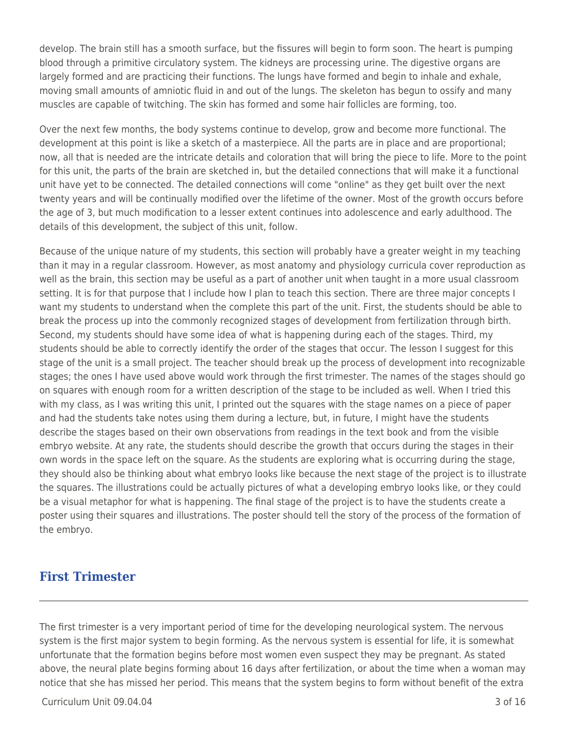develop. The brain still has a smooth surface, but the fissures will begin to form soon. The heart is pumping blood through a primitive circulatory system. The kidneys are processing urine. The digestive organs are largely formed and are practicing their functions. The lungs have formed and begin to inhale and exhale, moving small amounts of amniotic fluid in and out of the lungs. The skeleton has begun to ossify and many muscles are capable of twitching. The skin has formed and some hair follicles are forming, too.

Over the next few months, the body systems continue to develop, grow and become more functional. The development at this point is like a sketch of a masterpiece. All the parts are in place and are proportional; now, all that is needed are the intricate details and coloration that will bring the piece to life. More to the point for this unit, the parts of the brain are sketched in, but the detailed connections that will make it a functional unit have yet to be connected. The detailed connections will come "online" as they get built over the next twenty years and will be continually modified over the lifetime of the owner. Most of the growth occurs before the age of 3, but much modification to a lesser extent continues into adolescence and early adulthood. The details of this development, the subject of this unit, follow.

Because of the unique nature of my students, this section will probably have a greater weight in my teaching than it may in a regular classroom. However, as most anatomy and physiology curricula cover reproduction as well as the brain, this section may be useful as a part of another unit when taught in a more usual classroom setting. It is for that purpose that I include how I plan to teach this section. There are three major concepts I want my students to understand when the complete this part of the unit. First, the students should be able to break the process up into the commonly recognized stages of development from fertilization through birth. Second, my students should have some idea of what is happening during each of the stages. Third, my students should be able to correctly identify the order of the stages that occur. The lesson I suggest for this stage of the unit is a small project. The teacher should break up the process of development into recognizable stages; the ones I have used above would work through the first trimester. The names of the stages should go on squares with enough room for a written description of the stage to be included as well. When I tried this with my class, as I was writing this unit, I printed out the squares with the stage names on a piece of paper and had the students take notes using them during a lecture, but, in future, I might have the students describe the stages based on their own observations from readings in the text book and from the visible embryo website. At any rate, the students should describe the growth that occurs during the stages in their own words in the space left on the square. As the students are exploring what is occurring during the stage, they should also be thinking about what embryo looks like because the next stage of the project is to illustrate the squares. The illustrations could be actually pictures of what a developing embryo looks like, or they could be a visual metaphor for what is happening. The final stage of the project is to have the students create a poster using their squares and illustrations. The poster should tell the story of the process of the formation of the embryo.

## First Trimester

The first trimester is a very important period of time for the developing neurological system. The nervous system is the first major system to begin forming. As the nervous system is essential for life, it is somewhat unfortunate that the formation begins before most women even suspect they may be pregnant. As stated above, the neural plate begins forming about 16 days after fertilization, or about the time when a woman may notice that she has missed her period. This means that the system begins to form without benefit of the extra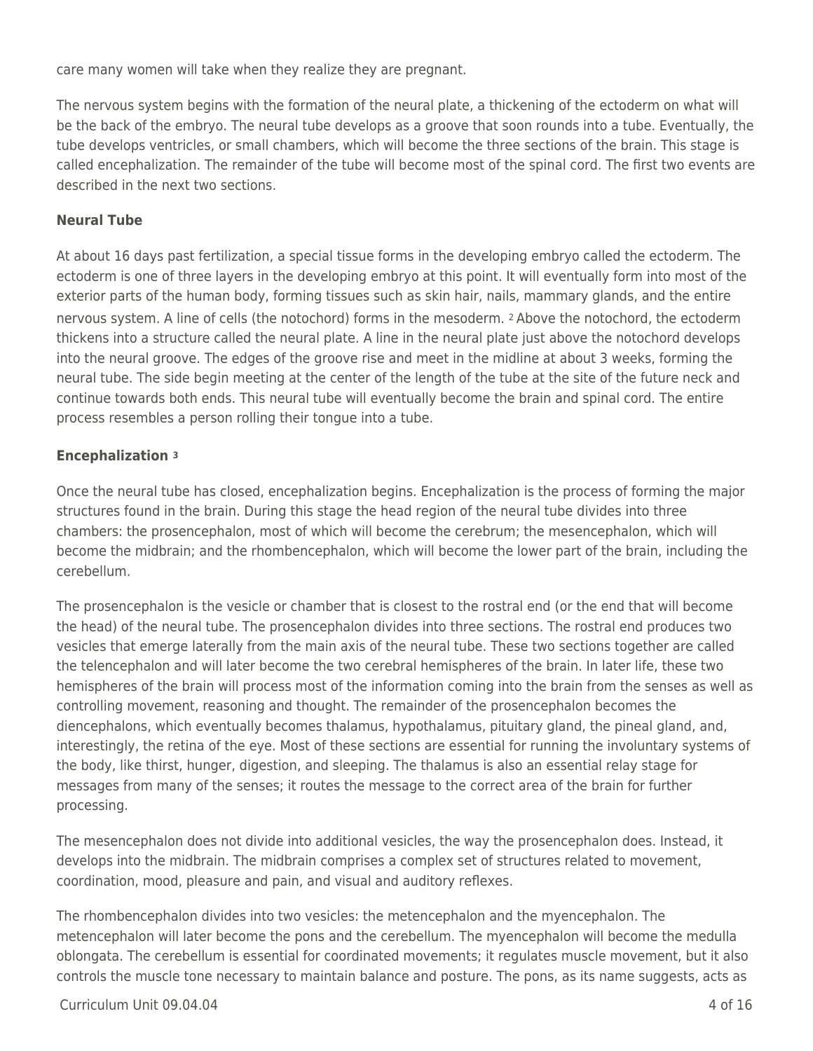care many women will take when they realize they are pregnant.

The nervous system begins with the formation of the neural plate, a thickening of the ectoderm on what will be the back of the embryo. The neural tube develops as a groove that soon rounds into a tube. Eventually, the tube develops ventricles, or small chambers, which will become the three sections of the brain. This stage is called encephalization. The remainder of the tube will become most of the spinal cord. The first two events are described in the next two sections.

### Neural Tube

At about 16 days past fertilization, a special tissue forms in the developing embryo called the ectoderm. The ectoderm is one of three layers in the developing embryo at this point. It will eventually form into most of the exterior parts of the human body, forming tissues such as skin hair, nails, mammary glands, and the entire nervous system. A line of cells (the notochord) forms in the mesoderm. [2] Above the notochord, the ectoderm thickens into a structure called the neural plate. A line in the neural plate just above the notochord develops into the neural groove. The edges of the groove rise and meet in the midline at about 3 weeks, forming the neural tube. The side begin meeting at the center of the length of the tube at the site of the future neck and continue towards both ends. This neural tube will eventually become the brain and spinal cord. The entire process resembles a person rolling their tongue into a tube.

### Encephalization [3]

Once the neural tube has closed, encephalization begins. Encephalization is the process of forming the major structures found in the brain. During this stage the head region of the neural tube divides into three chambers: the prosencephalon, most of which will become the cerebrum; the mesencephalon, which will become the midbrain; and the rhombencephalon, which will become the lower part of the brain, including the cerebellum.

The prosencephalon is the vesicle or chamber that is closest to the rostral end (or the end that will become the head) of the neural tube. The prosencephalon divides into three sections. The rostral end produces two vesicles that emerge laterally from the main axis of the neural tube. These two sections together are called the telencephalon and will later become the two cerebral hemispheres of the brain. In later life, these two hemispheres of the brain will process most of the information coming into the brain from the senses as well as controlling movement, reasoning and thought. The remainder of the prosencephalon becomes the diencephalons, which eventually becomes thalamus, hypothalamus, pituitary gland, the pineal gland, and, interestingly, the retina of the eye. Most of these sections are essential for running the involuntary systems of the body, like thirst, hunger, digestion, and sleeping. The thalamus is also an essential relay stage for messages from many of the senses; it routes the message to the correct area of the brain for further processing.

The mesencephalon does not divide into additional vesicles, the way the prosencephalon does. Instead, it develops into the midbrain. The midbrain comprises a complex set of structures related to movement, coordination, mood, pleasure and pain, and visual and auditory reflexes.

The rhombencephalon divides into two vesicles: the metencephalon and the myencephalon. The metencephalon will later become the pons and the cerebellum. The myencephalon will become the medulla oblongata. The cerebellum is essential for coordinated movements; it regulates muscle movement, but it also controls the muscle tone necessary to maintain balance and posture. The pons, as its name suggests, acts as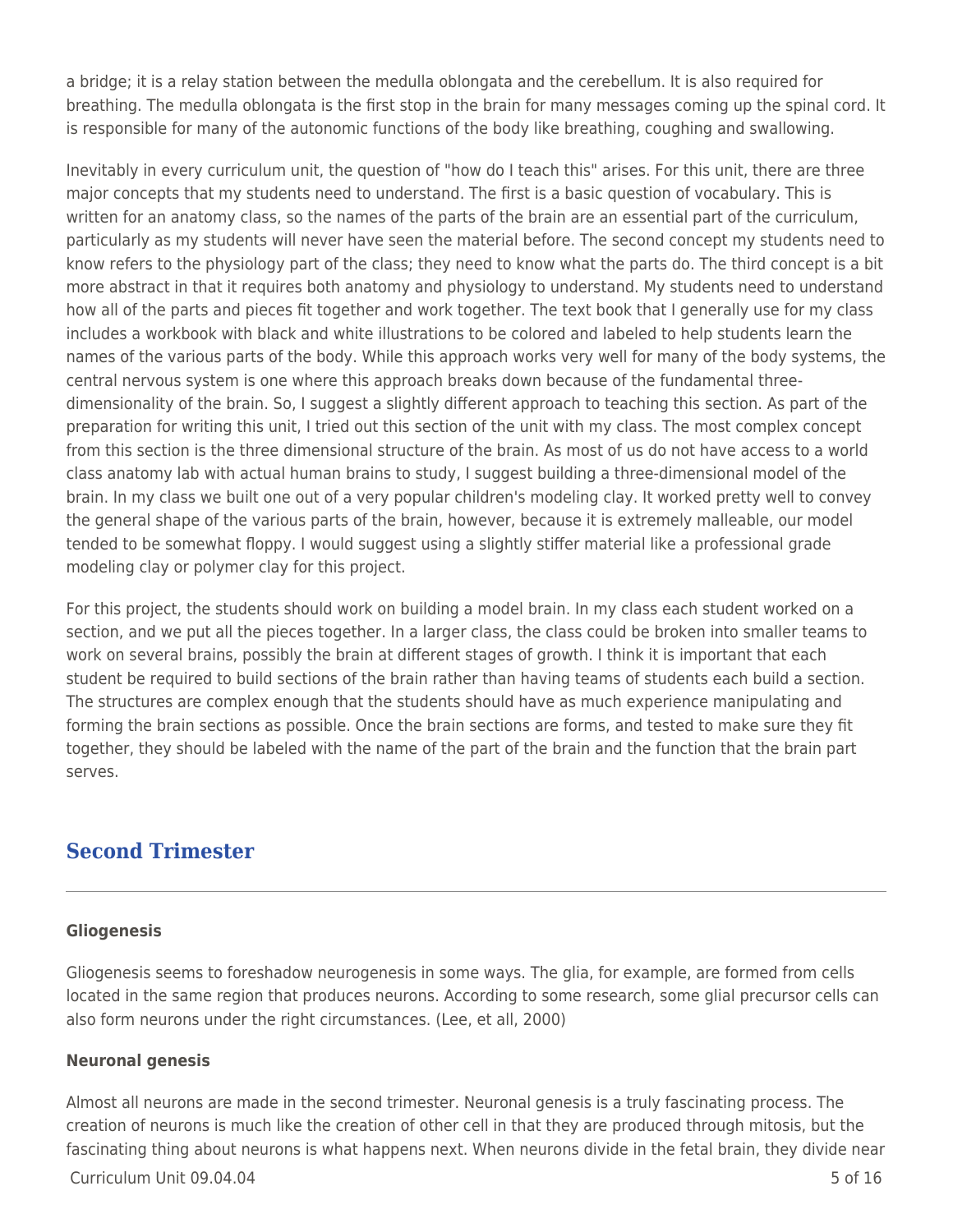a bridge; it is a relay station between the medulla oblongata and the cerebellum. It is also required for breathing. The medulla oblongata is the first stop in the brain for many messages coming up the spinal cord. It is responsible for many of the autonomic functions of the body like breathing, coughing and swallowing.

Inevitably in every curriculum unit, the question of "how do I teach this" arises. For this unit, there are three major concepts that my students need to understand. The first is a basic question of vocabulary. This is written for an anatomy class, so the names of the parts of the brain are an essential part of the curriculum, particularly as my students will never have seen the material before. The second concept my students need to know refers to the physiology part of the class; they need to know what the parts do. The third concept is a bit more abstract in that it requires both anatomy and physiology to understand. My students need to understand how all of the parts and pieces fit together and work together. The text book that I generally use for my class includes a workbook with black and white illustrations to be colored and labeled to help students learn the names of the various parts of the body. While this approach works very well for many of the body systems, the central nervous system is one where this approach breaks down because of the fundamental three-dimensionality of the brain. So, I suggest a slightly different approach to teaching this section. As part of the preparation for writing this unit, I tried out this section of the unit with my class. The most complex concept from this section is the three dimensional structure of the brain. As most of us do not have access to a world class anatomy lab with actual human brains to study, I suggest building a three-dimensional model of the brain. In my class we built one out of a very popular children's modeling clay. It worked pretty well to convey the general shape of the various parts of the brain, however, because it is extremely malleable, our model tended to be somewhat floppy. I would suggest using a slightly stiffer material like a professional grade modeling clay or polymer clay for this project.

For this project, the students should work on building a model brain. In my class each student worked on a section, and we put all the pieces together. In a larger class, the class could be broken into smaller teams to work on several brains, possibly the brain at different stages of growth. I think it is important that each student be required to build sections of the brain rather than having teams of students each build a section. The structures are complex enough that the students should have as much experience manipulating and forming the brain sections as possible. Once the brain sections are forms, and tested to make sure they fit together, they should be labeled with the name of the part of the brain and the function that the brain part serves.

## Second Trimester

**Gliogenesis**

Gliogenesis seems to foreshadow neurogenesis in some ways. The glia, for example, are formed from cells located in the same region that produces neurons. According to some research, some glial precursor cells can also form neurons under the right circumstances. (Lee, et all, 2000)

**Neuronal genesis**

Almost all neurons are made in the second trimester. Neuronal genesis is a truly fascinating process. The creation of neurons is much like the creation of other cell in that they are produced through mitosis, but the fascinating thing about neurons is what happens next. When neurons divide in the fetal brain, they divide near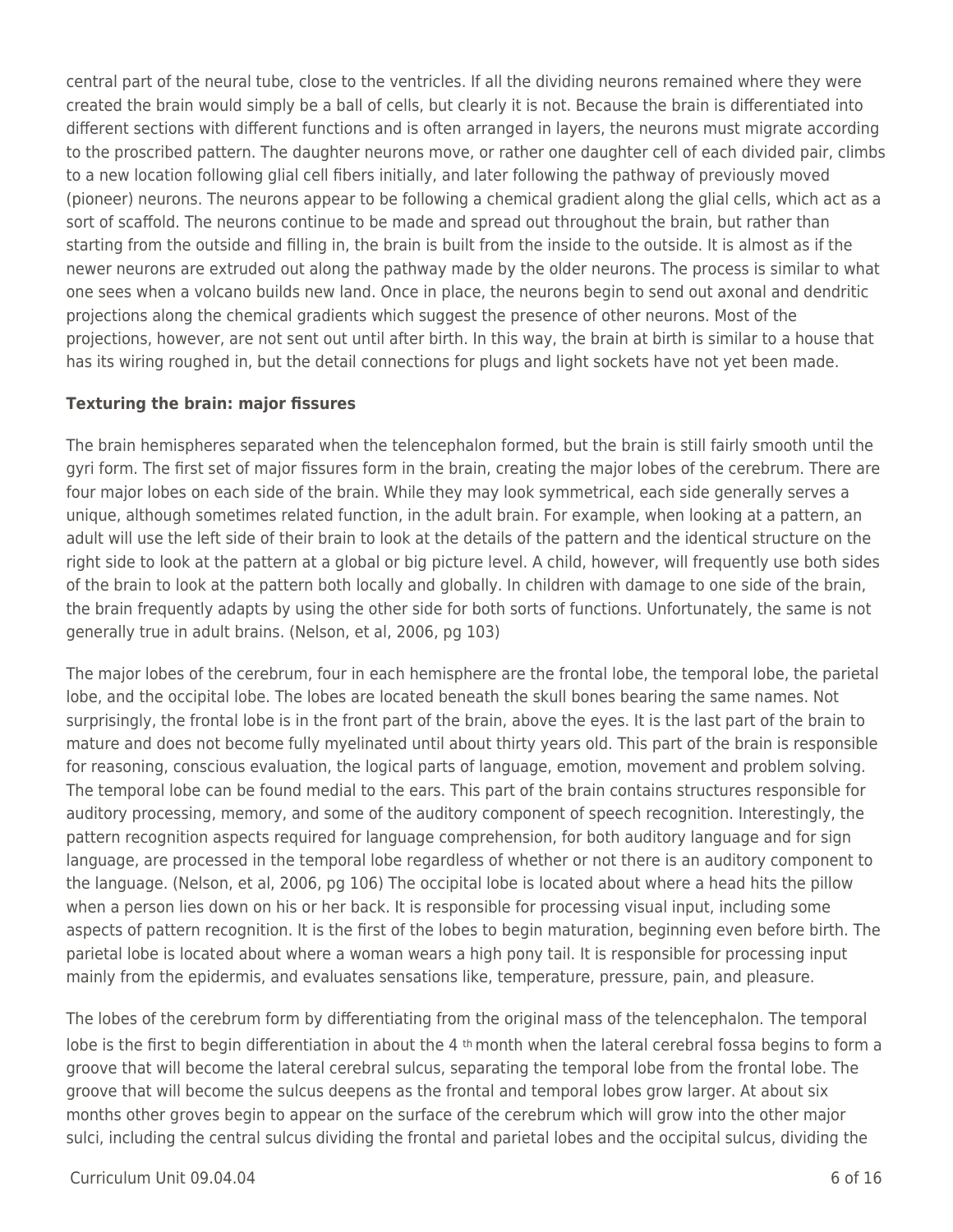central part of the neural tube, close to the ventricles. If all the dividing neurons remained where they were created the brain would simply be a ball of cells, but clearly it is not. Because the brain is differentiated into different sections with different functions and is often arranged in layers, the neurons must migrate according to the proscribed pattern. The daughter neurons move, or rather one daughter cell of each divided pair, climbs to a new location following glial cell fibers initially, and later following the pathway of previously moved (pioneer) neurons. The neurons appear to be following a chemical gradient along the glial cells, which act as a sort of scaffold. The neurons continue to be made and spread out throughout the brain, but rather than starting from the outside and filling in, the brain is built from the inside to the outside. It is almost as if the newer neurons are extruded out along the pathway made by the older neurons. The process is similar to what one sees when a volcano builds new land. Once in place, the neurons begin to send out axonal and dendritic projections along the chemical gradients which suggest the presence of other neurons. Most of the projections, however, are not sent out until after birth. In this way, the brain at birth is similar to a house that has its wiring roughed in, but the detail connections for plugs and light sockets have not yet been made.

**Texturing the brain: major fissures**

The brain hemispheres separated when the telencephalon formed, but the brain is still fairly smooth until the gyri form. The first set of major fissures form in the brain, creating the major lobes of the cerebrum. There are four major lobes on each side of the brain. While they may look symmetrical, each side generally serves a unique, although sometimes related function, in the adult brain. For example, when looking at a pattern, an adult will use the left side of their brain to look at the details of the pattern and the identical structure on the right side to look at the pattern at a global or big picture level. A child, however, will frequently use both sides of the brain to look at the pattern both locally and globally. In children with damage to one side of the brain, the brain frequently adapts by using the other side for both sorts of functions. Unfortunately, the same is not generally true in adult brains. (Nelson, et al, 2006, pg 103)

The major lobes of the cerebrum, four in each hemisphere are the frontal lobe, the temporal lobe, the parietal lobe, and the occipital lobe. The lobes are located beneath the skull bones bearing the same names. Not surprisingly, the frontal lobe is in the front part of the brain, above the eyes. It is the last part of the brain to mature and does not become fully myelinated until about thirty years old. This part of the brain is responsible for reasoning, conscious evaluation, the logical parts of language, emotion, movement and problem solving. The temporal lobe can be found medial to the ears. This part of the brain contains structures responsible for auditory processing, memory, and some of the auditory component of speech recognition. Interestingly, the pattern recognition aspects required for language comprehension, for both auditory language and for sign language, are processed in the temporal lobe regardless of whether or not there is an auditory component to the language. (Nelson, et al, 2006, pg 106) The occipital lobe is located about where a head hits the pillow when a person lies down on his or her back. It is responsible for processing visual input, including some aspects of pattern recognition. It is the first of the lobes to begin maturation, beginning even before birth. The parietal lobe is located about where a woman wears a high pony tail. It is responsible for processing input mainly from the epidermis, and evaluates sensations like, temperature, pressure, pain, and pleasure.

The lobes of the cerebrum form by differentiating from the original mass of the telencephalon. The temporal lobe is the first to begin differentiation in about the 4th month when the lateral cerebral fossa begins to form a groove that will become the lateral cerebral sulcus, separating the temporal lobe from the frontal lobe. The groove that will become the sulcus deepens as the frontal and temporal lobes grow larger. At about six months other groves begin to appear on the surface of the cerebrum which will grow into the other major sulci, including the central sulcus dividing the frontal and parietal lobes and the occipital sulcus, dividing the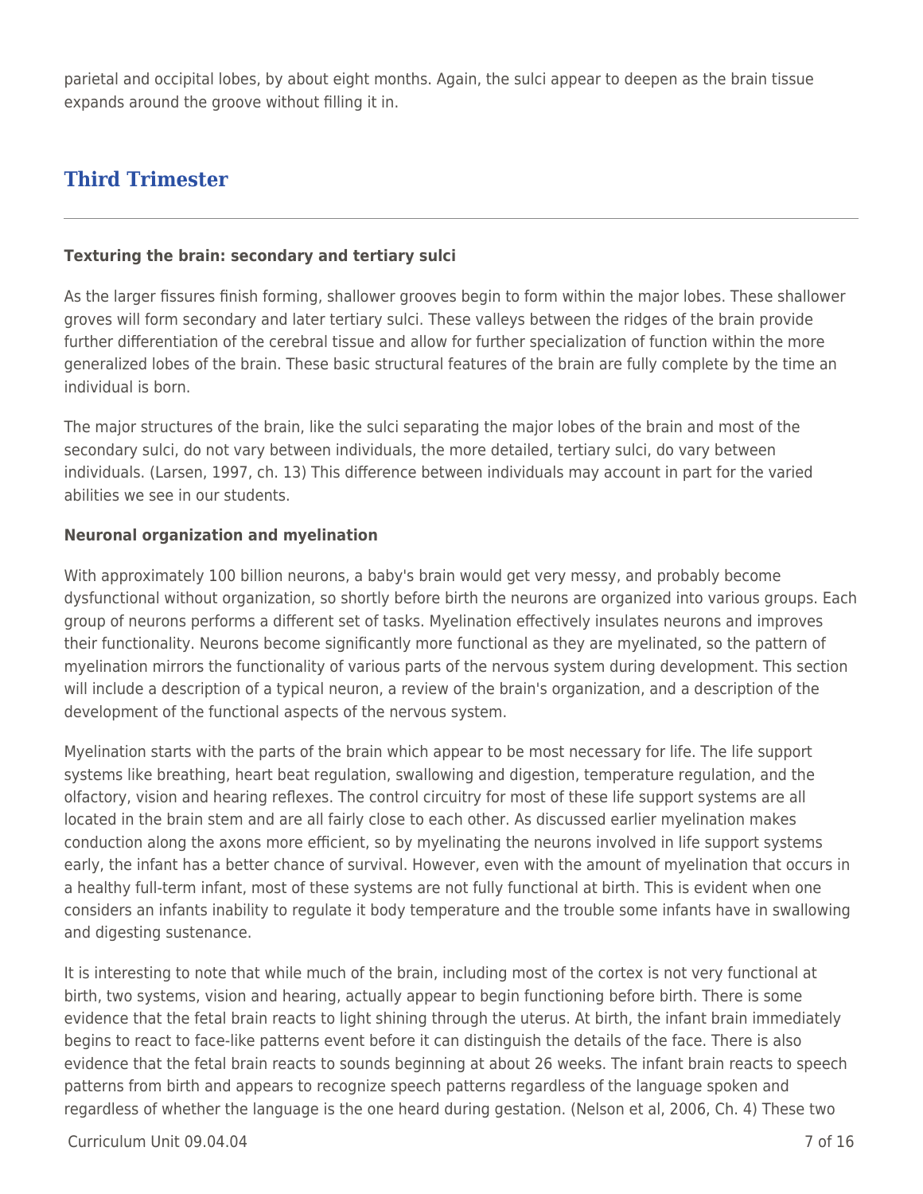parietal and occipital lobes, by about eight months. Again, the sulci appear to deepen as the brain tissue expands around the groove without filling it in.

## Third Trimester

**Texturing the brain: secondary and tertiary sulci**

As the larger fissures finish forming, shallower grooves begin to form within the major lobes. These shallower groves will form secondary and later tertiary sulci. These valleys between the ridges of the brain provide further differentiation of the cerebral tissue and allow for further specialization of function within the more generalized lobes of the brain. These basic structural features of the brain are fully complete by the time an individual is born.

The major structures of the brain, like the sulci separating the major lobes of the brain and most of the secondary sulci, do not vary between individuals, the more detailed, tertiary sulci, do vary between individuals. (Larsen, 1997, ch. 13) This difference between individuals may account in part for the varied abilities we see in our students.

**Neuronal organization and myelination**

With approximately 100 billion neurons, a baby's brain would get very messy, and probably become dysfunctional without organization, so shortly before birth the neurons are organized into various groups. Each group of neurons performs a different set of tasks. Myelination effectively insulates neurons and improves their functionality. Neurons become significantly more functional as they are myelinated, so the pattern of myelination mirrors the functionality of various parts of the nervous system during development. This section will include a description of a typical neuron, a review of the brain's organization, and a description of the development of the functional aspects of the nervous system.

Myelination starts with the parts of the brain which appear to be most necessary for life. The life support systems like breathing, heart beat regulation, swallowing and digestion, temperature regulation, and the olfactory, vision and hearing reflexes. The control circuitry for most of these life support systems are all located in the brain stem and are all fairly close to each other. As discussed earlier myelination makes conduction along the axons more efficient, so by myelinating the neurons involved in life support systems early, the infant has a better chance of survival. However, even with the amount of myelination that occurs in a healthy full-term infant, most of these systems are not fully functional at birth. This is evident when one considers an infants inability to regulate it body temperature and the trouble some infants have in swallowing and digesting sustenance.

It is interesting to note that while much of the brain, including most of the cortex is not very functional at birth, two systems, vision and hearing, actually appear to begin functioning before birth. There is some evidence that the fetal brain reacts to light shining through the uterus. At birth, the infant brain immediately begins to react to face-like patterns event before it can distinguish the details of the face. There is also evidence that the fetal brain reacts to sounds beginning at about 26 weeks. The infant brain reacts to speech patterns from birth and appears to recognize speech patterns regardless of the language spoken and regardless of whether the language is the one heard during gestation. (Nelson et al, 2006, Ch. 4) These two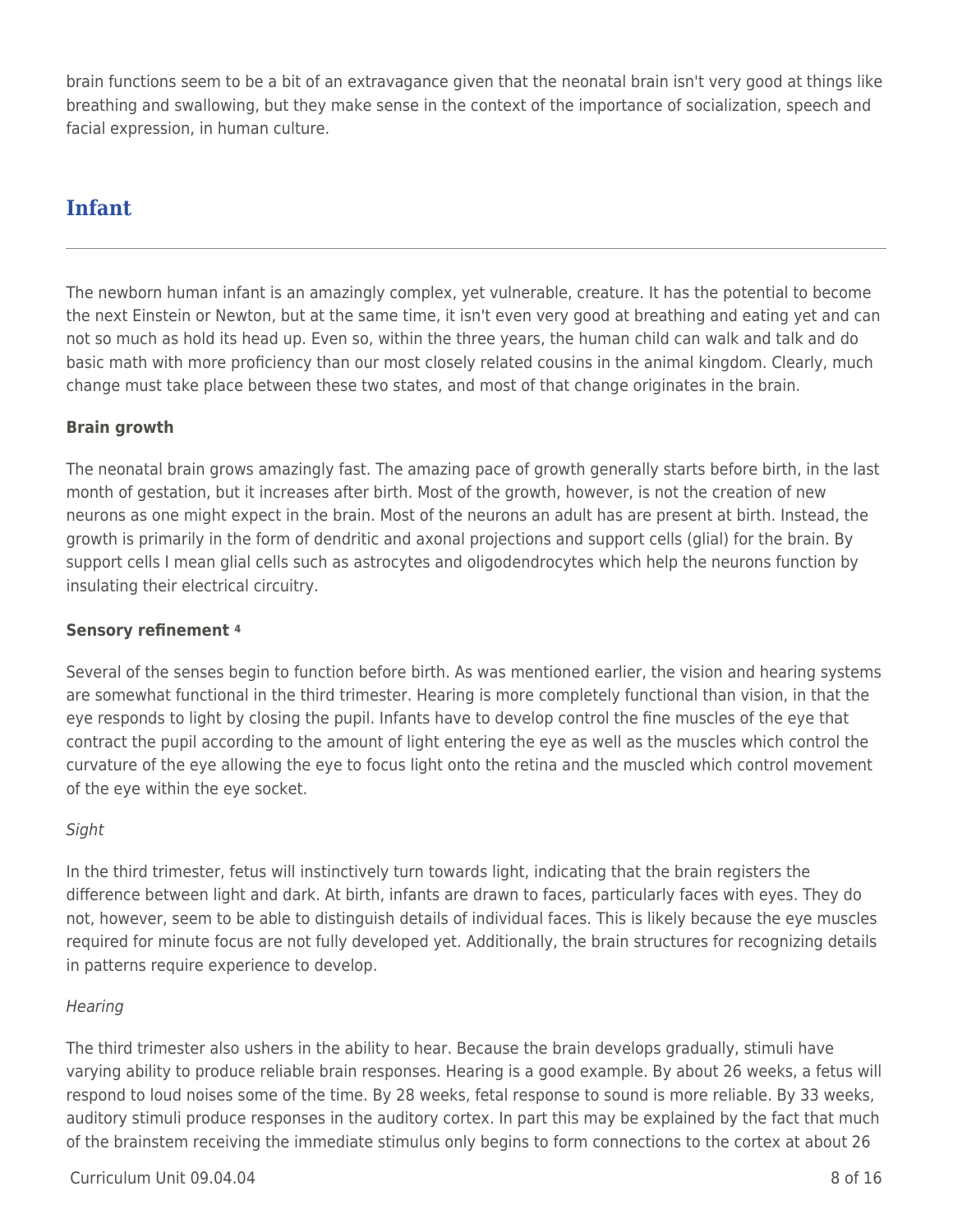brain functions seem to be a bit of an extravagance given that the neonatal brain isn't very good at things like breathing and swallowing, but they make sense in the context of the importance of socialization, speech and facial expression, in human culture.

## Infant

The newborn human infant is an amazingly complex, yet vulnerable, creature. It has the potential to become the next Einstein or Newton, but at the same time, it isn't even very good at breathing and eating yet and can not so much as hold its head up. Even so, within the three years, the human child can walk and talk and do basic math with more proficiency than our most closely related cousins in the animal kingdom. Clearly, much change must take place between these two states, and most of that change originates in the brain.

**Brain growth**

The neonatal brain grows amazingly fast. The amazing pace of growth generally starts before birth, in the last month of gestation, but it increases after birth. Most of the growth, however, is not the creation of new neurons as one might expect in the brain. Most of the neurons an adult has are present at birth. Instead, the growth is primarily in the form of dendritic and axonal projections and support cells (glial) for the brain. By support cells I mean glial cells such as astrocytes and oligodendrocytes which help the neurons function by insulating their electrical circuitry.

**Sensory refinement [4]**

Several of the senses begin to function before birth. As was mentioned earlier, the vision and hearing systems are somewhat functional in the third trimester. Hearing is more completely functional than vision, in that the eye responds to light by closing the pupil. Infants have to develop control the fine muscles of the eye that contract the pupil according to the amount of light entering the eye as well as the muscles which control the curvature of the eye allowing the eye to focus light onto the retina and the muscled which control movement of the eye within the eye socket.

*Sight*

In the third trimester, fetus will instinctively turn towards light, indicating that the brain registers the difference between light and dark. At birth, infants are drawn to faces, particularly faces with eyes. They do not, however, seem to be able to distinguish details of individual faces. This is likely because the eye muscles required for minute focus are not fully developed yet. Additionally, the brain structures for recognizing details in patterns require experience to develop.

*Hearing*

The third trimester also ushers in the ability to hear. Because the brain develops gradually, stimuli have varying ability to produce reliable brain responses. Hearing is a good example. By about 26 weeks, a fetus will respond to loud noises some of the time. By 28 weeks, fetal response to sound is more reliable. By 33 weeks, auditory stimuli produce responses in the auditory cortex. In part this may be explained by the fact that much of the brainstem receiving the immediate stimulus only begins to form connections to the cortex at about 26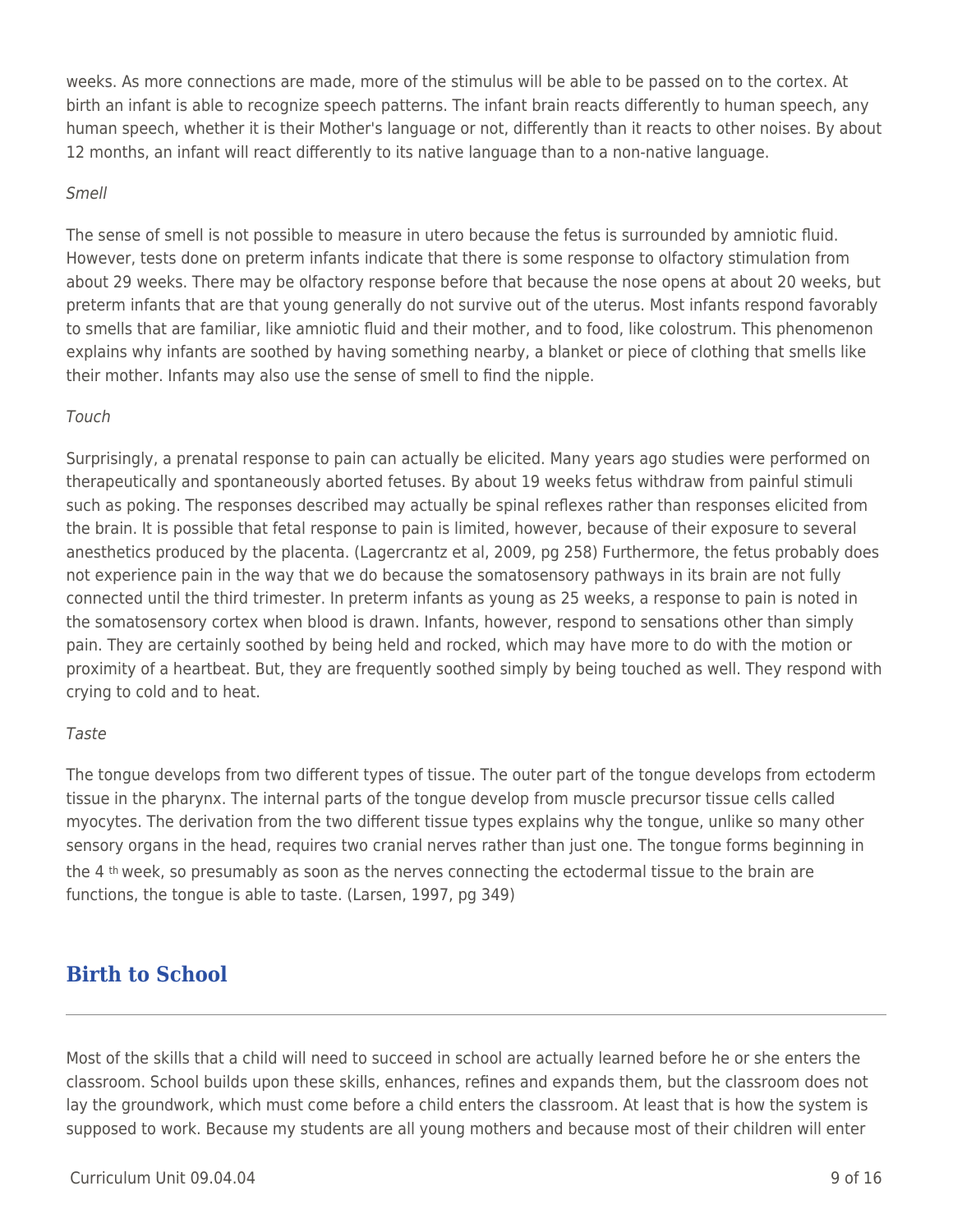weeks. As more connections are made, more of the stimulus will be able to be passed on to the cortex. At birth an infant is able to recognize speech patterns. The infant brain reacts differently to human speech, any human speech, whether it is their Mother's language or not, differently than it reacts to other noises. By about 12 months, an infant will react differently to its native language than to a non-native language.

*Smell*

The sense of smell is not possible to measure in utero because the fetus is surrounded by amniotic fluid. However, tests done on preterm infants indicate that there is some response to olfactory stimulation from about 29 weeks. There may be olfactory response before that because the nose opens at about 20 weeks, but preterm infants that are that young generally do not survive out of the uterus. Most infants respond favorably to smells that are familiar, like amniotic fluid and their mother, and to food, like colostrum. This phenomenon explains why infants are soothed by having something nearby, a blanket or piece of clothing that smells like their mother. Infants may also use the sense of smell to find the nipple.

*Touch*

Surprisingly, a prenatal response to pain can actually be elicited. Many years ago studies were performed on therapeutically and spontaneously aborted fetuses. By about 19 weeks fetus withdraw from painful stimuli such as poking. The responses described may actually be spinal reflexes rather than responses elicited from the brain. It is possible that fetal response to pain is limited, however, because of their exposure to several anesthetics produced by the placenta. (Lagercrantz et al, 2009, pg 258) Furthermore, the fetus probably does not experience pain in the way that we do because the somatosensory pathways in its brain are not fully connected until the third trimester. In preterm infants as young as 25 weeks, a response to pain is noted in the somatosensory cortex when blood is drawn. Infants, however, respond to sensations other than simply pain. They are certainly soothed by being held and rocked, which may have more to do with the motion or proximity of a heartbeat. But, they are frequently soothed simply by being touched as well. They respond with crying to cold and to heat.

*Taste*

The tongue develops from two different types of tissue. The outer part of the tongue develops from ectoderm tissue in the pharynx. The internal parts of the tongue develop from muscle precursor tissue cells called myocytes. The derivation from the two different tissue types explains why the tongue, unlike so many other sensory organs in the head, requires two cranial nerves rather than just one. The tongue forms beginning in the 4th week, so presumably as soon as the nerves connecting the ectodermal tissue to the brain are functions, the tongue is able to taste. (Larsen, 1997, pg 349)

## Birth to School

Most of the skills that a child will need to succeed in school are actually learned before he or she enters the classroom. School builds upon these skills, enhances, refines and expands them, but the classroom does not lay the groundwork, which must come before a child enters the classroom. At least that is how the system is supposed to work. Because my students are all young mothers and because most of their children will enter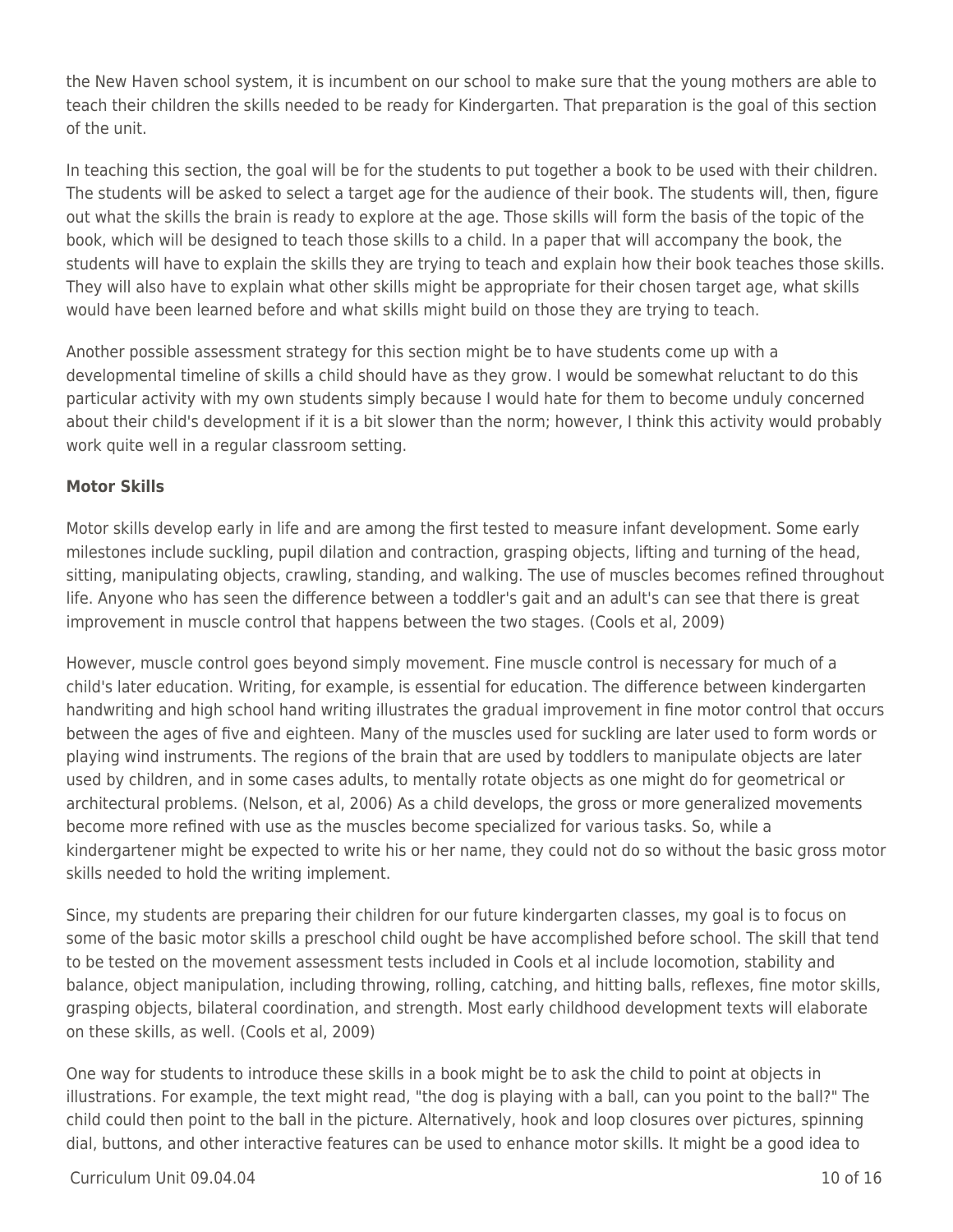the New Haven school system, it is incumbent on our school to make sure that the young mothers are able to teach their children the skills needed to be ready for Kindergarten. That preparation is the goal of this section of the unit.

In teaching this section, the goal will be for the students to put together a book to be used with their children. The students will be asked to select a target age for the audience of their book. The students will, then, figure out what the skills the brain is ready to explore at the age. Those skills will form the basis of the topic of the book, which will be designed to teach those skills to a child. In a paper that will accompany the book, the students will have to explain the skills they are trying to teach and explain how their book teaches those skills. They will also have to explain what other skills might be appropriate for their chosen target age, what skills would have been learned before and what skills might build on those they are trying to teach.

Another possible assessment strategy for this section might be to have students come up with a developmental timeline of skills a child should have as they grow. I would be somewhat reluctant to do this particular activity with my own students simply because I would hate for them to become unduly concerned about their child's development if it is a bit slower than the norm; however, I think this activity would probably work quite well in a regular classroom setting.

**Motor Skills**

Motor skills develop early in life and are among the first tested to measure infant development. Some early milestones include suckling, pupil dilation and contraction, grasping objects, lifting and turning of the head, sitting, manipulating objects, crawling, standing, and walking. The use of muscles becomes refined throughout life. Anyone who has seen the difference between a toddler's gait and an adult's can see that there is great improvement in muscle control that happens between the two stages. (Cools et al, 2009)

However, muscle control goes beyond simply movement. Fine muscle control is necessary for much of a child's later education. Writing, for example, is essential for education. The difference between kindergarten handwriting and high school hand writing illustrates the gradual improvement in fine motor control that occurs between the ages of five and eighteen. Many of the muscles used for suckling are later used to form words or playing wind instruments. The regions of the brain that are used by toddlers to manipulate objects are later used by children, and in some cases adults, to mentally rotate objects as one might do for geometrical or architectural problems. (Nelson, et al, 2006) As a child develops, the gross or more generalized movements become more refined with use as the muscles become specialized for various tasks. So, while a kindergartener might be expected to write his or her name, they could not do so without the basic gross motor skills needed to hold the writing implement.

Since, my students are preparing their children for our future kindergarten classes, my goal is to focus on some of the basic motor skills a preschool child ought be have accomplished before school. The skill that tend to be tested on the movement assessment tests included in Cools et al include locomotion, stability and balance, object manipulation, including throwing, rolling, catching, and hitting balls, reflexes, fine motor skills, grasping objects, bilateral coordination, and strength. Most early childhood development texts will elaborate on these skills, as well. (Cools et al, 2009)

One way for students to introduce these skills in a book might be to ask the child to point at objects in illustrations. For example, the text might read, "the dog is playing with a ball, can you point to the ball?" The child could then point to the ball in the picture. Alternatively, hook and loop closures over pictures, spinning dial, buttons, and other interactive features can be used to enhance motor skills. It might be a good idea to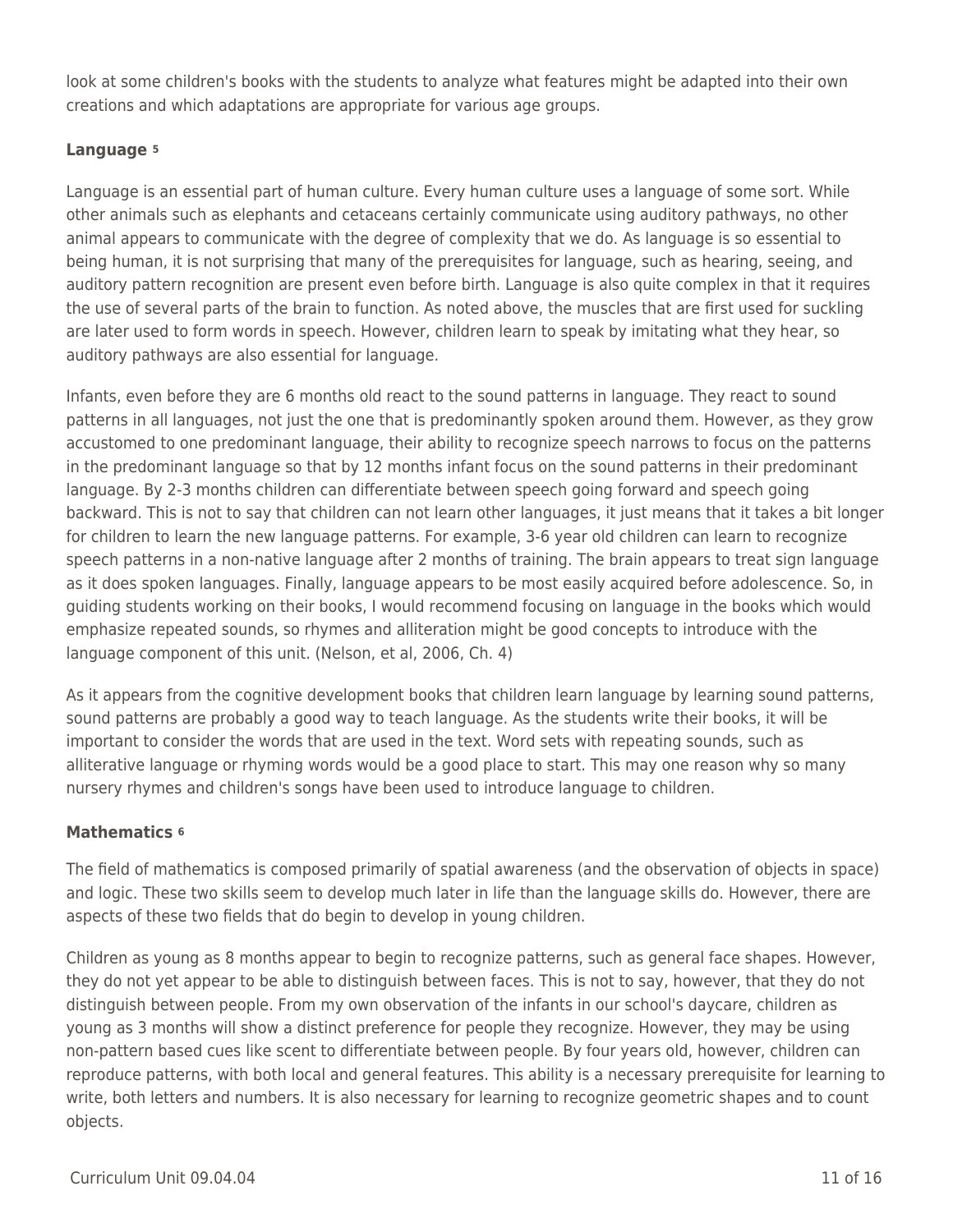look at some children's books with the students to analyze what features might be adapted into their own creations and which adaptations are appropriate for various age groups.

**Language** [5]

Language is an essential part of human culture. Every human culture uses a language of some sort. While other animals such as elephants and cetaceans certainly communicate using auditory pathways, no other animal appears to communicate with the degree of complexity that we do. As language is so essential to being human, it is not surprising that many of the prerequisites for language, such as hearing, seeing, and auditory pattern recognition are present even before birth. Language is also quite complex in that it requires the use of several parts of the brain to function. As noted above, the muscles that are first used for suckling are later used to form words in speech. However, children learn to speak by imitating what they hear, so auditory pathways are also essential for language.

Infants, even before they are 6 months old react to the sound patterns in language. They react to sound patterns in all languages, not just the one that is predominantly spoken around them. However, as they grow accustomed to one predominant language, their ability to recognize speech narrows to focus on the patterns in the predominant language so that by 12 months infant focus on the sound patterns in their predominant language. By 2-3 months children can differentiate between speech going forward and speech going backward. This is not to say that children can not learn other languages, it just means that it takes a bit longer for children to learn the new language patterns. For example, 3-6 year old children can learn to recognize speech patterns in a non-native language after 2 months of training. The brain appears to treat sign language as it does spoken languages. Finally, language appears to be most easily acquired before adolescence. So, in guiding students working on their books, I would recommend focusing on language in the books which would emphasize repeated sounds, so rhymes and alliteration might be good concepts to introduce with the language component of this unit. (Nelson, et al, 2006, Ch. 4)

As it appears from the cognitive development books that children learn language by learning sound patterns, sound patterns are probably a good way to teach language. As the students write their books, it will be important to consider the words that are used in the text. Word sets with repeating sounds, such as alliterative language or rhyming words would be a good place to start. This may one reason why so many nursery rhymes and children's songs have been used to introduce language to children.

**Mathematics** [6]

The field of mathematics is composed primarily of spatial awareness (and the observation of objects in space) and logic. These two skills seem to develop much later in life than the language skills do. However, there are aspects of these two fields that do begin to develop in young children.

Children as young as 8 months appear to begin to recognize patterns, such as general face shapes. However, they do not yet appear to be able to distinguish between faces. This is not to say, however, that they do not distinguish between people. From my own observation of the infants in our school's daycare, children as young as 3 months will show a distinct preference for people they recognize. However, they may be using non-pattern based cues like scent to differentiate between people. By four years old, however, children can reproduce patterns, with both local and general features. This ability is a necessary prerequisite for learning to write, both letters and numbers. It is also necessary for learning to recognize geometric shapes and to count objects.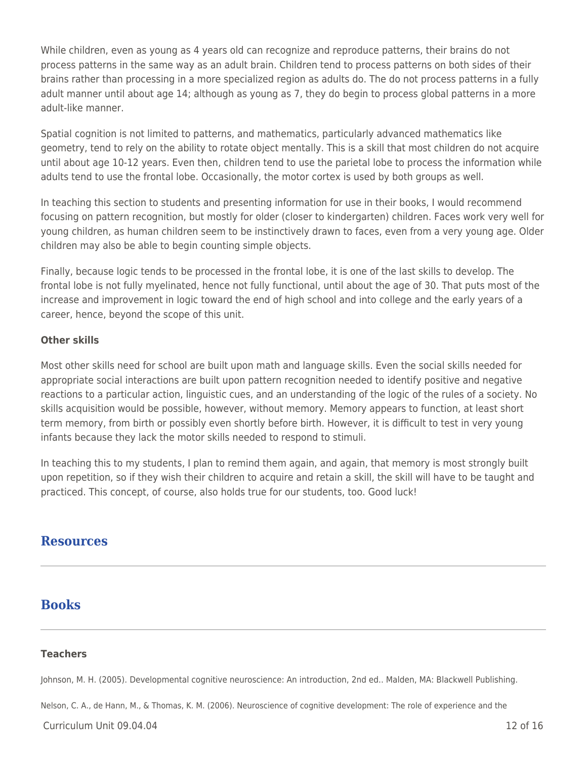While children, even as young as 4 years old can recognize and reproduce patterns, their brains do not process patterns in the same way as an adult brain. Children tend to process patterns on both sides of their brains rather than processing in a more specialized region as adults do. The do not process patterns in a fully adult manner until about age 14; although as young as 7, they do begin to process global patterns in a more adult-like manner.

Spatial cognition is not limited to patterns, and mathematics, particularly advanced mathematics like geometry, tend to rely on the ability to rotate object mentally. This is a skill that most children do not acquire until about age 10-12 years. Even then, children tend to use the parietal lobe to process the information while adults tend to use the frontal lobe. Occasionally, the motor cortex is used by both groups as well.

In teaching this section to students and presenting information for use in their books, I would recommend focusing on pattern recognition, but mostly for older (closer to kindergarten) children. Faces work very well for young children, as human children seem to be instinctively drawn to faces, even from a very young age. Older children may also be able to begin counting simple objects.

Finally, because logic tends to be processed in the frontal lobe, it is one of the last skills to develop. The frontal lobe is not fully myelinated, hence not fully functional, until about the age of 30. That puts most of the increase and improvement in logic toward the end of high school and into college and the early years of a career, hence, beyond the scope of this unit.

**Other skills**

Most other skills need for school are built upon math and language skills. Even the social skills needed for appropriate social interactions are built upon pattern recognition needed to identify positive and negative reactions to a particular action, linguistic cues, and an understanding of the logic of the rules of a society. No skills acquisition would be possible, however, without memory. Memory appears to function, at least short term memory, from birth or possibly even shortly before birth. However, it is difficult to test in very young infants because they lack the motor skills needed to respond to stimuli.

In teaching this to my students, I plan to remind them again, and again, that memory is most strongly built upon repetition, so if they wish their children to acquire and retain a skill, the skill will have to be taught and practiced. This concept, of course, also holds true for our students, too. Good luck!

## Resources

## Books

**Teachers**

Johnson, M. H. (2005). Developmental cognitive neuroscience: An introduction, 2nd ed.. Malden, MA: Blackwell Publishing.

Nelson, C. A., de Hann, M., & Thomas, K. M. (2006). Neuroscience of cognitive development: The role of experience and the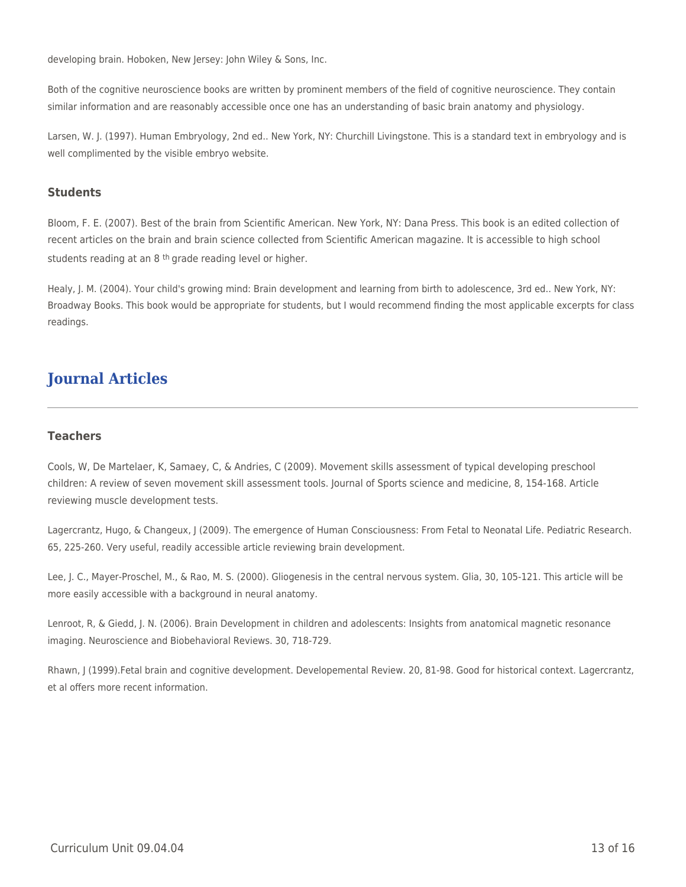developing brain. Hoboken, New Jersey: John Wiley & Sons, Inc.

Both of the cognitive neuroscience books are written by prominent members of the field of cognitive neuroscience. They contain similar information and are reasonably accessible once one has an understanding of basic brain anatomy and physiology.

Larsen, W. J. (1997). Human Embryology, 2nd ed.. New York, NY: Churchill Livingstone. This is a standard text in embryology and is well complimented by the visible embryo website.

### Students

Bloom, F. E. (2007). Best of the brain from Scientific American. New York, NY: Dana Press. This book is an edited collection of recent articles on the brain and brain science collected from Scientific American magazine. It is accessible to high school students reading at an 8 th grade reading level or higher.

Healy, J. M. (2004). Your child's growing mind: Brain development and learning from birth to adolescence, 3rd ed.. New York, NY: Broadway Books. This book would be appropriate for students, but I would recommend finding the most applicable excerpts for class readings.

## Journal Articles

### Teachers

Cools, W, De Martelaer, K, Samaey, C, & Andries, C (2009). Movement skills assessment of typical developing preschool children: A review of seven movement skill assessment tools. Journal of Sports science and medicine, 8, 154-168. Article reviewing muscle development tests.

Lagercrantz, Hugo, & Changeux, J (2009). The emergence of Human Consciousness: From Fetal to Neonatal Life. Pediatric Research. 65, 225-260. Very useful, readily accessible article reviewing brain development.

Lee, J. C., Mayer-Proschel, M., & Rao, M. S. (2000). Gliogenesis in the central nervous system. Glia, 30, 105-121. This article will be more easily accessible with a background in neural anatomy.

Lenroot, R, & Giedd, J. N. (2006). Brain Development in children and adolescents: Insights from anatomical magnetic resonance imaging. Neuroscience and Biobehavioral Reviews. 30, 718-729.

Rhawn, J (1999).Fetal brain and cognitive development. Developemental Review. 20, 81-98. Good for historical context. Lagercrantz, et al offers more recent information.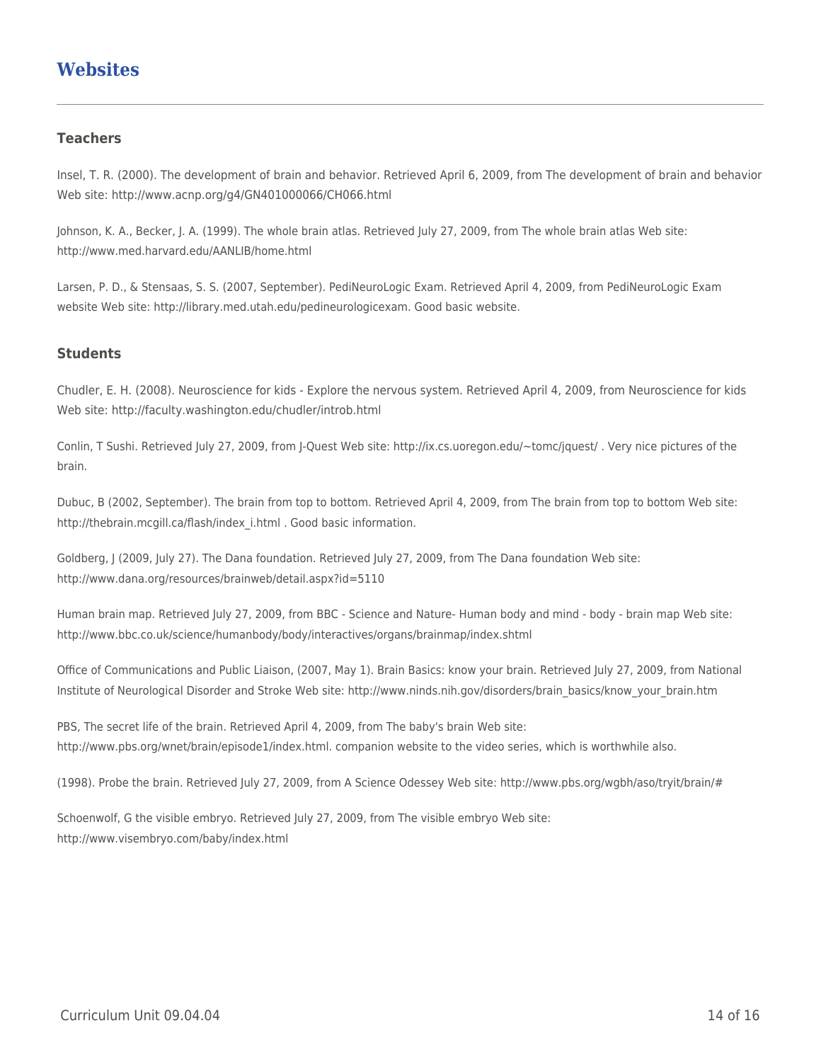## Websites

### Teachers

Insel, T. R. (2000). The development of brain and behavior. Retrieved April 6, 2009, from The development of brain and behavior Web site: http://www.acnp.org/g4/GN401000066/CH066.html

Johnson, K. A., Becker, J. A. (1999). The whole brain atlas. Retrieved July 27, 2009, from The whole brain atlas Web site: http://www.med.harvard.edu/AANLIB/home.html

Larsen, P. D., & Stensaas, S. S. (2007, September). PediNeuroLogic Exam. Retrieved April 4, 2009, from PediNeuroLogic Exam website Web site: http://library.med.utah.edu/pedineurologicexam. Good basic website.

### Students

Chudler, E. H. (2008). Neuroscience for kids - Explore the nervous system. Retrieved April 4, 2009, from Neuroscience for kids Web site: http://faculty.washington.edu/chudler/introb.html

Conlin, T Sushi. Retrieved July 27, 2009, from J-Quest Web site: http://ix.cs.uoregon.edu/~tomc/jquest/ . Very nice pictures of the brain.

Dubuc, B (2002, September). The brain from top to bottom. Retrieved April 4, 2009, from The brain from top to bottom Web site: http://thebrain.mcgill.ca/flash/index_i.html . Good basic information.

Goldberg, J (2009, July 27). The Dana foundation. Retrieved July 27, 2009, from The Dana foundation Web site: http://www.dana.org/resources/brainweb/detail.aspx?id=5110

Human brain map. Retrieved July 27, 2009, from BBC - Science and Nature- Human body and mind - body - brain map Web site: http://www.bbc.co.uk/science/humanbody/body/interactives/organs/brainmap/index.shtml

Office of Communications and Public Liaison, (2007, May 1). Brain Basics: know your brain. Retrieved July 27, 2009, from National Institute of Neurological Disorder and Stroke Web site: http://www.ninds.nih.gov/disorders/brain_basics/know_your_brain.htm

PBS, The secret life of the brain. Retrieved April 4, 2009, from The baby's brain Web site: http://www.pbs.org/wnet/brain/episode1/index.html. companion website to the video series, which is worthwhile also.

(1998). Probe the brain. Retrieved July 27, 2009, from A Science Odessey Web site: http://www.pbs.org/wgbh/aso/tryit/brain/#

Schoenwolf, G the visible embryo. Retrieved July 27, 2009, from The visible embryo Web site: http://www.visembryo.com/baby/index.html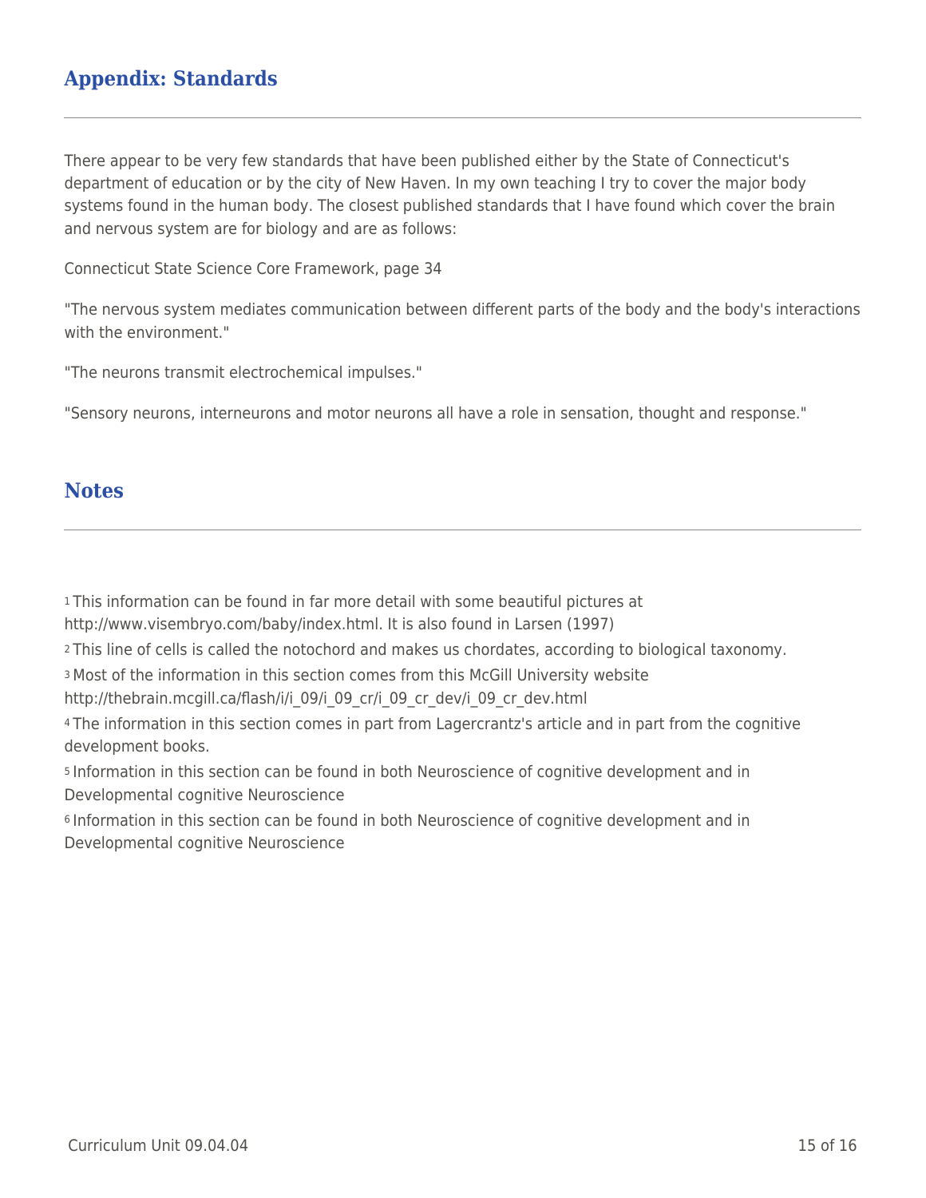## Appendix: Standards

There appear to be very few standards that have been published either by the State of Connecticut's department of education or by the city of New Haven. In my own teaching I try to cover the major body systems found in the human body. The closest published standards that I have found which cover the brain and nervous system are for biology and are as follows:

Connecticut State Science Core Framework, page 34

"The nervous system mediates communication between different parts of the body and the body's interactions with the environment."

"The neurons transmit electrochemical impulses."

"Sensory neurons, interneurons and motor neurons all have a role in sensation, thought and response."

## Notes

[1] This information can be found in far more detail with some beautiful pictures at http://www.visembryo.com/baby/index.html. It is also found in Larsen (1997)

[2] This line of cells is called the notochord and makes us chordates, according to biological taxonomy.

[3] Most of the information in this section comes from this McGill University website http://thebrain.mcgill.ca/flash/i/i_09/i_09_cr/i_09_cr_dev/i_09_cr_dev.html

[4] The information in this section comes in part from Lagercrantz's article and in part from the cognitive development books.

[5] Information in this section can be found in both Neuroscience of cognitive development and in Developmental cognitive Neuroscience

[6] Information in this section can be found in both Neuroscience of cognitive development and in Developmental cognitive Neuroscience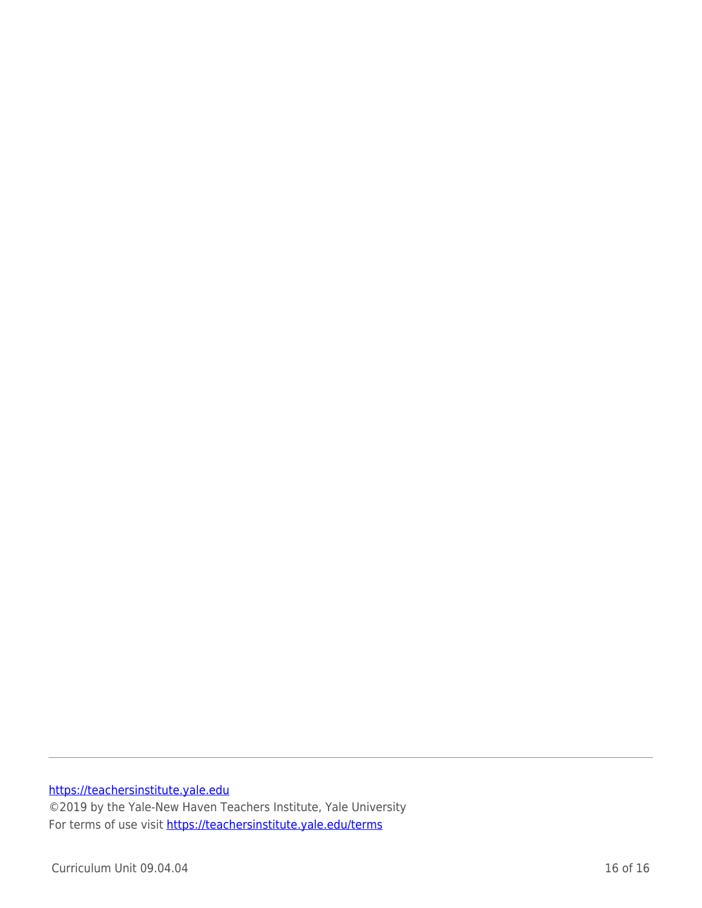https://teachersinstitute.yale.edu
©2019 by the Yale-New Haven Teachers Institute, Yale University
For terms of use visit https://teachersinstitute.yale.edu/terms